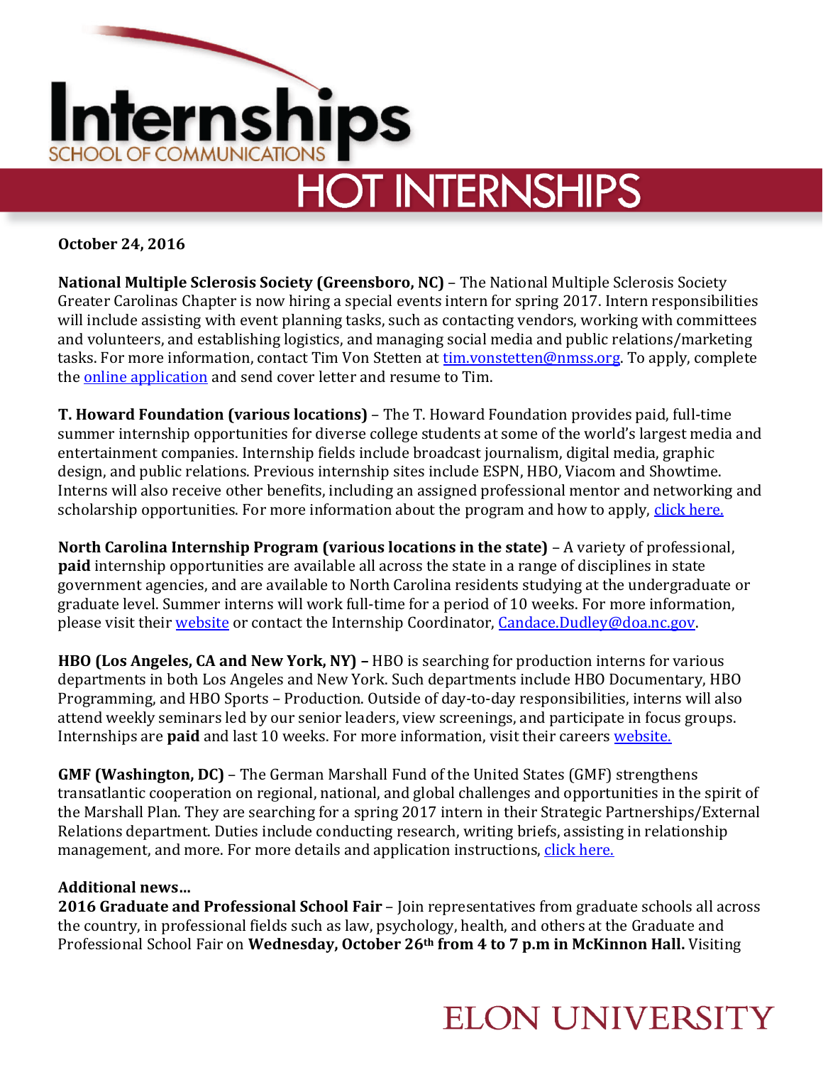# Internships

SCHOOL OF COMMUNICATIONS

## HOT INTERNSHIPS

**October 24, 2016**

**National Multiple Sclerosis Society (Greensboro, NC)** – The National Multiple Sclerosis Society Greater Carolinas Chapter is now hiring a special events intern for spring 2017. Intern responsibilities will include assisting with event planning tasks, such as contacting vendors, working with committees and volunteers, and establishing logistics, and managing social media and public relations/marketing tasks. For more information, contact Tim Von Stetten at tim.vonstetten@nmss.org. To apply, complete the online application and send cover letter and resume to Tim.

**T. Howard Foundation (various locations)** – The T. Howard Foundation provides paid, full-time summer internship opportunities for diverse college students at some of the world's largest media and entertainment companies. Internship fields include broadcast journalism, digital media, graphic design, and public relations. Previous internship sites include ESPN, HBO, Viacom and Showtime. Interns will also receive other benefits, including an assigned professional mentor and networking and scholarship opportunities. For more information about the program and how to apply, click here.

**North Carolina Internship Program (various locations in the state)** – A variety of professional, **paid** internship opportunities are available all across the state in a range of disciplines in state government agencies, and are available to North Carolina residents studying at the undergraduate or graduate level. Summer interns will work full-time for a period of 10 weeks. For more information, please visit their website or contact the Internship Coordinator, Candace.Dudley@doa.nc.gov.

**HBO (Los Angeles, CA and New York, NY) –** HBO is searching for production interns for various departments in both Los Angeles and New York. Such departments include HBO Documentary, HBO Programming, and HBO Sports – Production. Outside of day-to-day responsibilities, interns will also attend weekly seminars led by our senior leaders, view screenings, and participate in focus groups. Internships are **paid** and last 10 weeks. For more information, visit their careers website.

**GMF (Washington, DC)** – The German Marshall Fund of the United States (GMF) strengthens transatlantic cooperation on regional, national, and global challenges and opportunities in the spirit of the Marshall Plan. They are searching for a spring 2017 intern in their Strategic Partnerships/External Relations department. Duties include conducting research, writing briefs, assisting in relationship management, and more. For more details and application instructions, click here.

**Additional news…**

**2016 Graduate and Professional School Fair** – Join representatives from graduate schools all across the country, in professional fields such as law, psychology, health, and others at the Graduate and Professional School Fair on **Wednesday, October 26th from 4 to 7 p.m in McKinnon Hall.** Visiting

ELON UNIVERSITY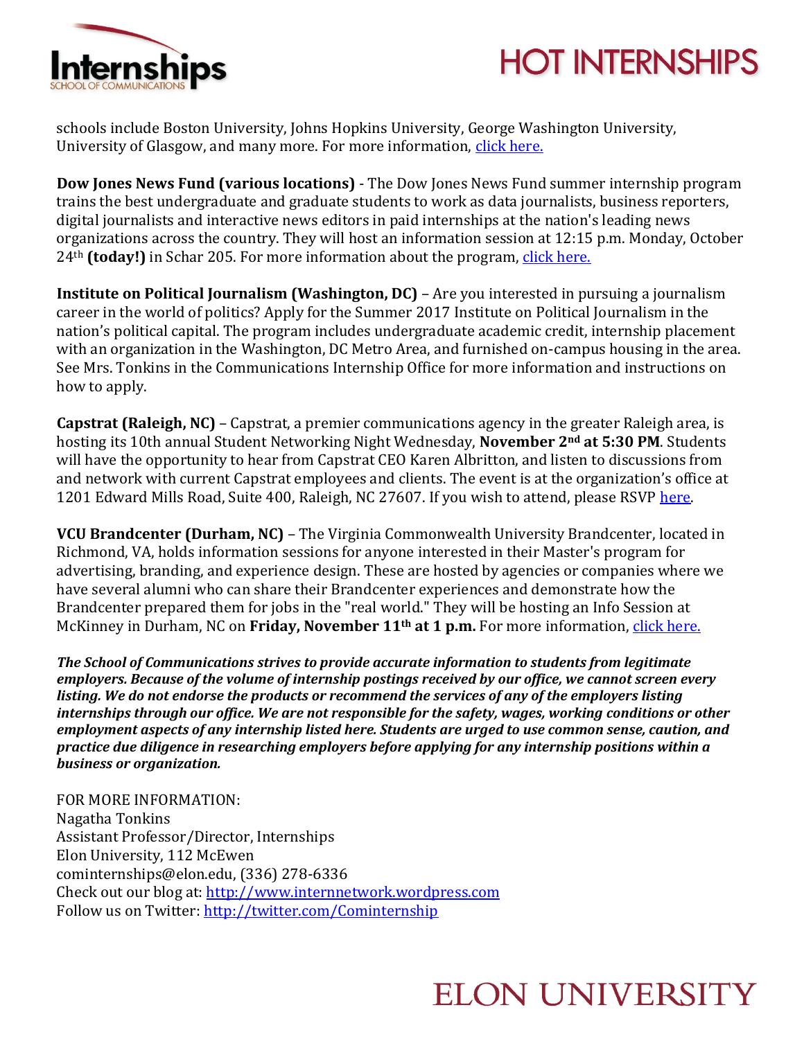schools include Boston University, Johns Hopkins University, George Washington University, University of Glasgow, and many more. For more information, click here.

**Dow Jones News Fund (various locations)** - The Dow Jones News Fund summer internship program trains the best undergraduate and graduate students to work as data journalists, business reporters, digital journalists and interactive news editors in paid internships at the nation's leading news organizations across the country. They will host an information session at 12:15 p.m. Monday, October 24th **(today!)** in Schar 205. For more information about the program, click here.

**Institute on Political Journalism (Washington, DC)** – Are you interested in pursuing a journalism career in the world of politics? Apply for the Summer 2017 Institute on Political Journalism in the nation's political capital. The program includes undergraduate academic credit, internship placement with an organization in the Washington, DC Metro Area, and furnished on-campus housing in the area. See Mrs. Tonkins in the Communications Internship Office for more information and instructions on how to apply.

**Capstrat (Raleigh, NC)** – Capstrat, a premier communications agency in the greater Raleigh area, is hosting its 10th annual Student Networking Night Wednesday, **November 2nd at 5:30 PM**. Students will have the opportunity to hear from Capstrat CEO Karen Albritton, and listen to discussions from and network with current Capstrat employees and clients. The event is at the organization's office at 1201 Edward Mills Road, Suite 400, Raleigh, NC 27607. If you wish to attend, please RSVP here.

**VCU Brandcenter (Durham, NC)** – The Virginia Commonwealth University Brandcenter, located in Richmond, VA, holds information sessions for anyone interested in their Master's program for advertising, branding, and experience design. These are hosted by agencies or companies where we have several alumni who can share their Brandcenter experiences and demonstrate how the Brandcenter prepared them for jobs in the "real world." They will be hosting an Info Session at McKinney in Durham, NC on **Friday, November 11th at 1 p.m.** For more information, click here.

***The School of Communications strives to provide accurate information to students from legitimate employers. Because of the volume of internship postings received by our office, we cannot screen every listing. We do not endorse the products or recommend the services of any of the employers listing internships through our office. We are not responsible for the safety, wages, working conditions or other employment aspects of any internship listed here. Students are urged to use common sense, caution, and practice due diligence in researching employers before applying for any internship positions within a business or organization.***

FOR MORE INFORMATION:
Nagatha Tonkins
Assistant Professor/Director, Internships
Elon University, 112 McEwen
cominternships@elon.edu, (336) 278-6336
Check out our blog at: http://www.internnetwork.wordpress.com
Follow us on Twitter: http://twitter.com/Cominternship